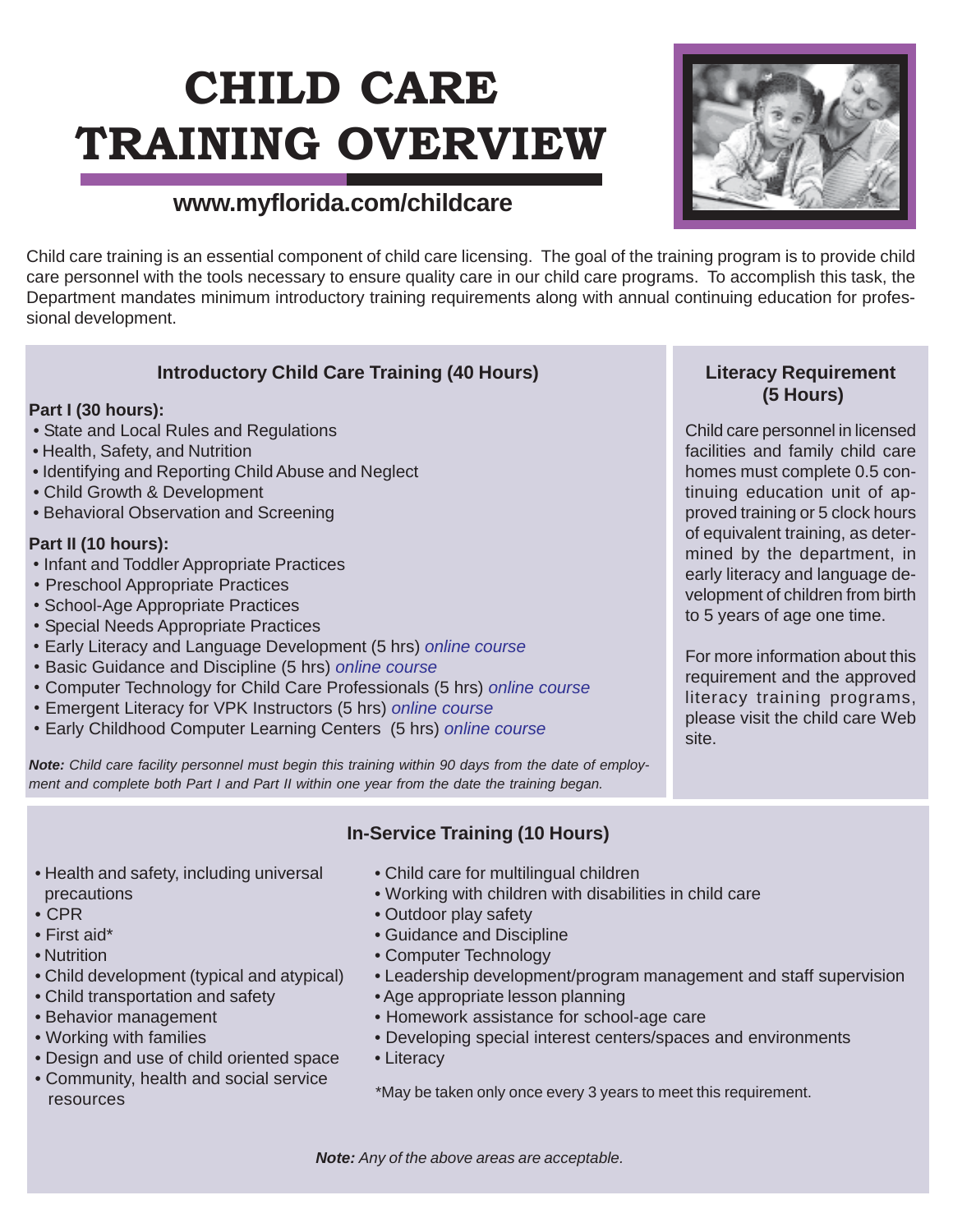# CHILD CARE TRAINING OVERVIEW

**www.myflorida.com/childcare**

Child care training is an essential component of child care licensing. The goal of the training program is to provide child care personnel with the tools necessary to ensure quality care in our child care programs. To accomplish this task, the Department mandates minimum introductory training requirements along with annual continuing education for professional development.

## Introductory Child Care Training (40 Hours)

**Part I (30 hours):**

- State and Local Rules and Regulations
- Health, Safety, and Nutrition
- Identifying and Reporting Child Abuse and Neglect
- Child Growth & Development
- Behavioral Observation and Screening

**Part II (10 hours):**

- Infant and Toddler Appropriate Practices
- Preschool Appropriate Practices
- School-Age Appropriate Practices
- Special Needs Appropriate Practices
- Early Literacy and Language Development (5 hrs) *online course*
- Basic Guidance and Discipline (5 hrs) *online course*
- Computer Technology for Child Care Professionals (5 hrs) *online course*
- Emergent Literacy for VPK Instructors (5 hrs) *online course*
- Early Childhood Computer Learning Centers (5 hrs) *online course*

***Note:*** *Child care facility personnel must begin this training within 90 days from the date of employment and complete both Part I and Part II within one year from the date the training began.*

## Literacy Requirement (5 Hours)

Child care personnel in licensed facilities and family child care homes must complete 0.5 continuing education unit of approved training or 5 clock hours of equivalent training, as determined by the department, in early literacy and language development of children from birth to 5 years of age one time.

For more information about this requirement and the approved literacy training programs, please visit the child care Web site.

## In-Service Training (10 Hours)

- Health and safety, including universal precautions
- CPR
- First aid*
- Nutrition
- Child development (typical and atypical)
- Child transportation and safety
- Behavior management
- Working with families
- Design and use of child oriented space
- Community, health and social service resources
- Child care for multilingual children
- Working with children with disabilities in child care
- Outdoor play safety
- Guidance and Discipline
- Computer Technology
- Leadership development/program management and staff supervision
- Age appropriate lesson planning
- Homework assistance for school-age care
- Developing special interest centers/spaces and environments
- Literacy

*May be taken only once every 3 years to meet this requirement.

***Note:*** *Any of the above areas are acceptable.*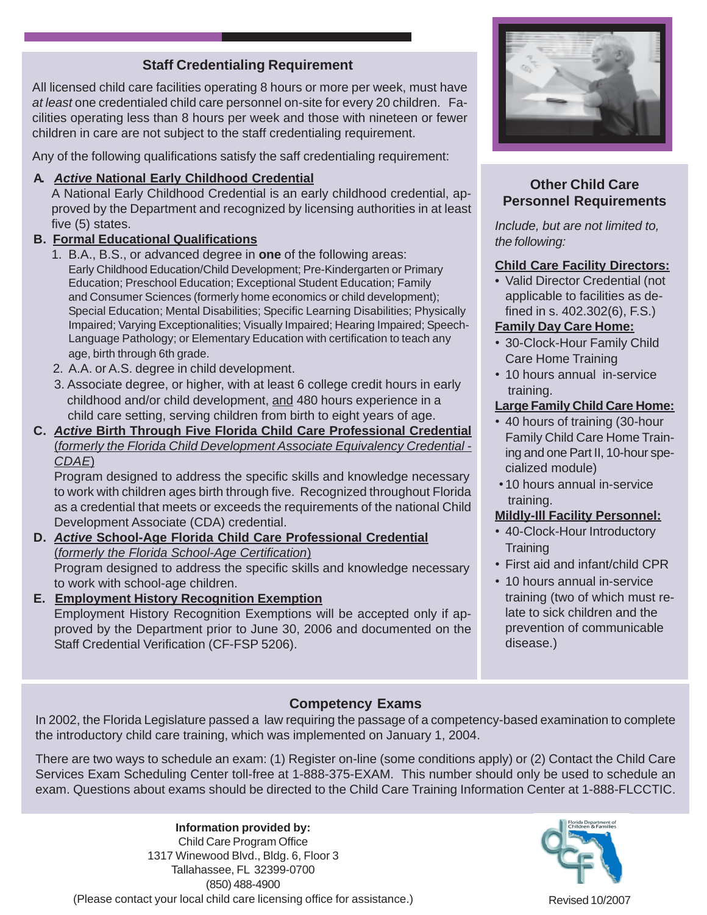## Staff Credentialing Requirement

All licensed child care facilities operating 8 hours or more per week, must have *at least* one credentialed child care personnel on-site for every 20 children. Facilities operating less than 8 hours per week and those with nineteen or fewer children in care are not subject to the staff credentialing requirement.

Any of the following qualifications satisfy the saff credentialing requirement:

**A. *Active* National Early Childhood Credential**

A National Early Childhood Credential is an early childhood credential, approved by the Department and recognized by licensing authorities in at least five (5) states.

**B. Formal Educational Qualifications**

1. B.A., B.S., or advanced degree in **one** of the following areas: Early Childhood Education/Child Development; Pre-Kindergarten or Primary Education; Preschool Education; Exceptional Student Education; Family and Consumer Sciences (formerly home economics or child development); Special Education; Mental Disabilities; Specific Learning Disabilities; Physically Impaired; Varying Exceptionalities; Visually Impaired; Hearing Impaired; Speech-Language Pathology; or Elementary Education with certification to teach any age, birth through 6th grade.
2. A.A. or A.S. degree in child development.
3. Associate degree, or higher, with at least 6 college credit hours in early childhood and/or child development, and 480 hours experience in a child care setting, serving children from birth to eight years of age.

**C. *Active* Birth Through Five Florida Child Care Professional Credential** (*formerly the Florida Child Development Associate Equivalency Credential - CDAE*)

Program designed to address the specific skills and knowledge necessary to work with children ages birth through five. Recognized throughout Florida as a credential that meets or exceeds the requirements of the national Child Development Associate (CDA) credential.

**D. *Active* School-Age Florida Child Care Professional Credential** (*formerly the Florida School-Age Certification*)

Program designed to address the specific skills and knowledge necessary to work with school-age children.

**E. Employment History Recognition Exemption**

Employment History Recognition Exemptions will be accepted only if approved by the Department prior to June 30, 2006 and documented on the Staff Credential Verification (CF-FSP 5206).

## Other Child Care Personnel Requirements

*Include, but are not limited to, the following:*

**Child Care Facility Directors:**

- Valid Director Credential (not applicable to facilities as defined in s. 402.302(6), F.S.)

**Family Day Care Home:**

- 30-Clock-Hour Family Child Care Home Training
- 10 hours annual in-service training.

**Large Family Child Care Home:**

- 40 hours of training (30-hour Family Child Care Home Training and one Part II, 10-hour specialized module)
- 10 hours annual in-service training.

**Mildly-Ill Facility Personnel:**

- 40-Clock-Hour Introductory Training
- First aid and infant/child CPR
- 10 hours annual in-service training (two of which must relate to sick children and the prevention of communicable disease.)

## Competency Exams

In 2002, the Florida Legislature passed a law requiring the passage of a competency-based examination to complete the introductory child care training, which was implemented on January 1, 2004.

There are two ways to schedule an exam: (1) Register on-line (some conditions apply) or (2) Contact the Child Care Services Exam Scheduling Center toll-free at 1-888-375-EXAM. This number should only be used to schedule an exam. Questions about exams should be directed to the Child Care Training Information Center at 1-888-FLCCTIC.

**Information provided by:**
Child Care Program Office
1317 Winewood Blvd., Bldg. 6, Floor 3
Tallahassee, FL 32399-0700
(850) 488-4900
(Please contact your local child care licensing office for assistance.)

Florida Department of Children & Families

Revised 10/2007